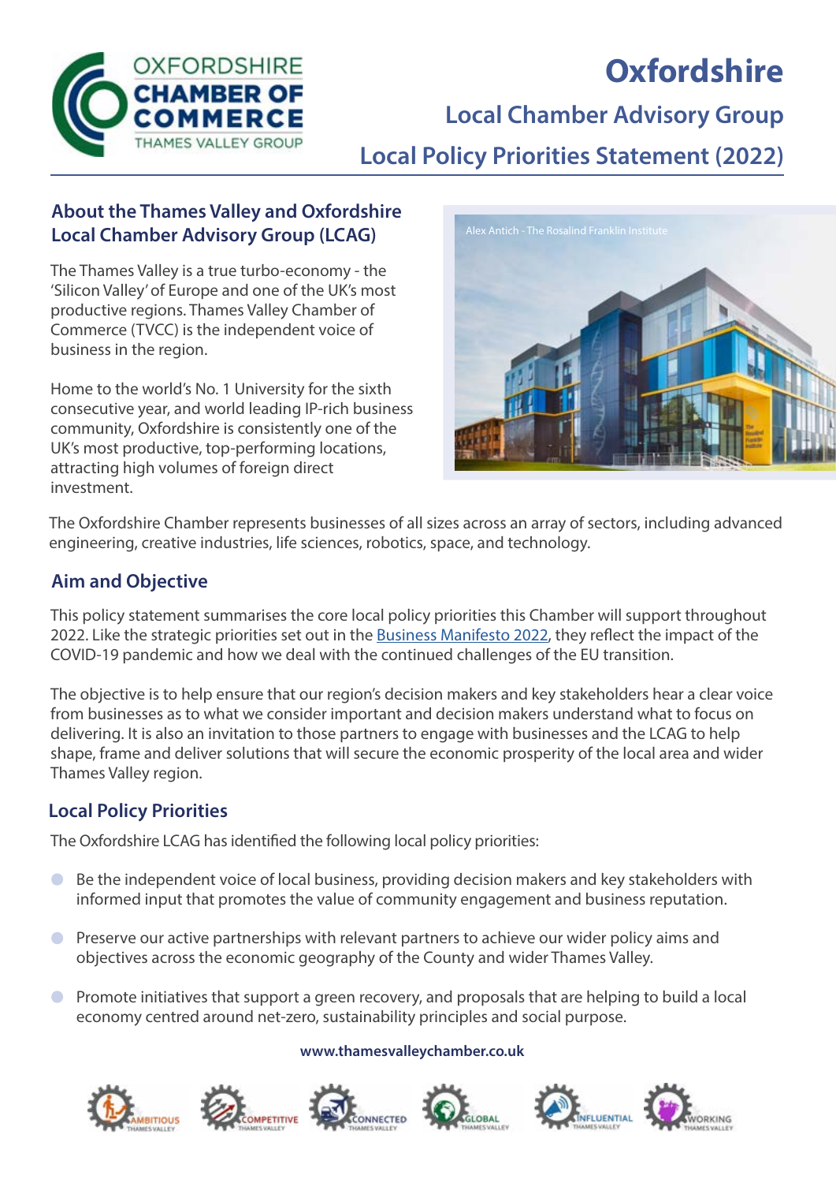# Oxfordshire

## Local Chamber Advisory Group

## Local Policy Priorities Statement (2022)

### About the Thames Valley and Oxfordshire Local Chamber Advisory Group (LCAG)

The Thames Valley is a true turbo-economy - the 'Silicon Valley' of Europe and one of the UK's most productive regions. Thames Valley Chamber of Commerce (TVCC) is the independent voice of business in the region.

Home to the world's No. 1 University for the sixth consecutive year, and world leading IP-rich business community, Oxfordshire is consistently one of the UK's most productive, top-performing locations, attracting high volumes of foreign direct investment.

Alex Antich - The Rosalind Franklin Institute

The Oxfordshire Chamber represents businesses of all sizes across an array of sectors, including advanced engineering, creative industries, life sciences, robotics, space, and technology.

### Aim and Objective

This policy statement summarises the core local policy priorities this Chamber will support throughout 2022. Like the strategic priorities set out in the Business Manifesto 2022, they reflect the impact of the COVID-19 pandemic and how we deal with the continued challenges of the EU transition.

The objective is to help ensure that our region's decision makers and key stakeholders hear a clear voice from businesses as to what we consider important and decision makers understand what to focus on delivering. It is also an invitation to those partners to engage with businesses and the LCAG to help shape, frame and deliver solutions that will secure the economic prosperity of the local area and wider Thames Valley region.

### Local Policy Priorities

The Oxfordshire LCAG has identified the following local policy priorities:

- Be the independent voice of local business, providing decision makers and key stakeholders with informed input that promotes the value of community engagement and business reputation.
- Preserve our active partnerships with relevant partners to achieve our wider policy aims and objectives across the economic geography of the County and wider Thames Valley.
- Promote initiatives that support a green recovery, and proposals that are helping to build a local economy centred around net-zero, sustainability principles and social purpose.

www.thamesvalleychamber.co.uk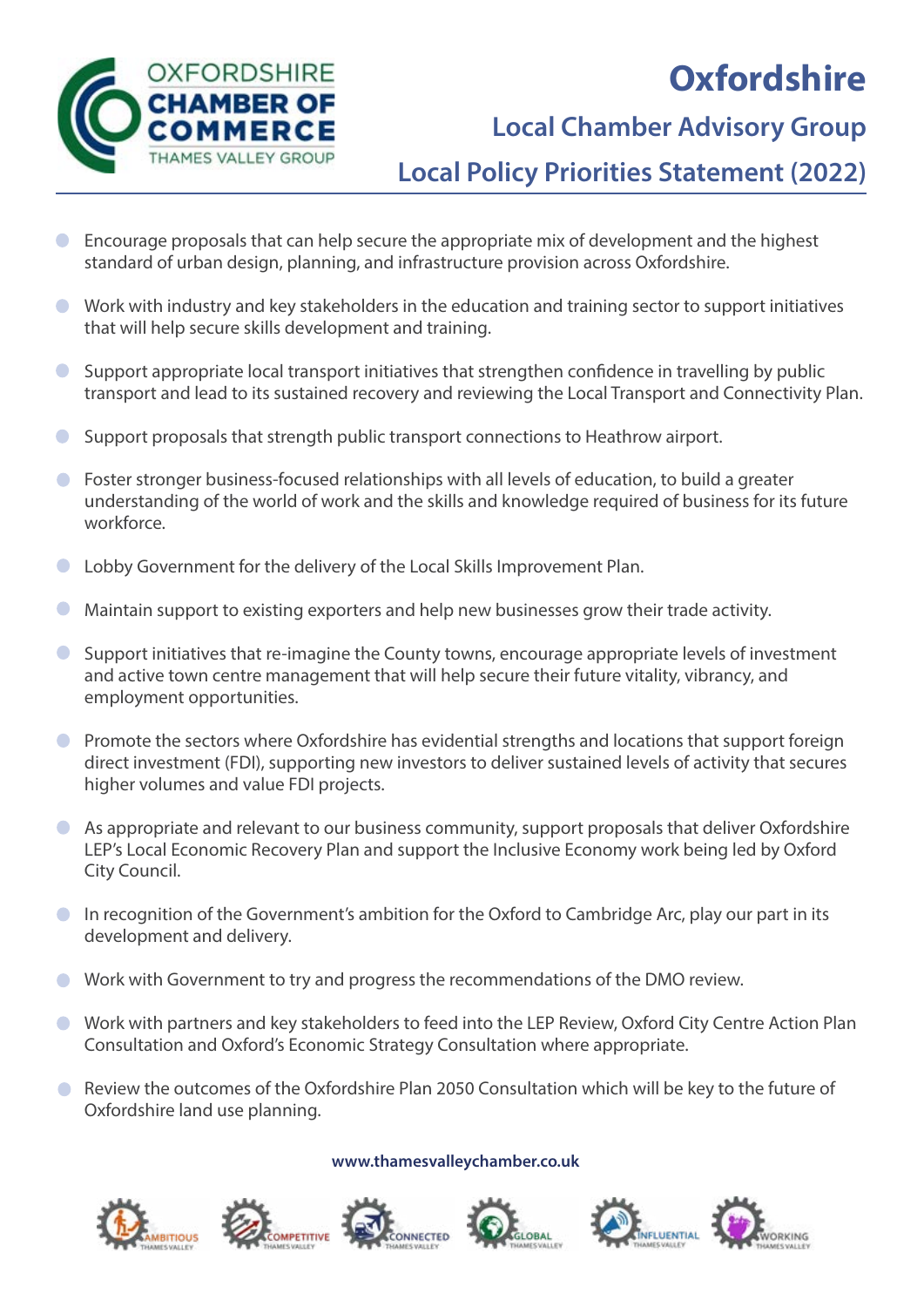OXFORDSHIRE CHAMBER OF COMMERCE THAMES VALLEY GROUP

# Oxfordshire

## Local Chamber Advisory Group

## Local Policy Priorities Statement (2022)

- Encourage proposals that can help secure the appropriate mix of development and the highest standard of urban design, planning, and infrastructure provision across Oxfordshire.
- Work with industry and key stakeholders in the education and training sector to support initiatives that will help secure skills development and training.
- Support appropriate local transport initiatives that strengthen confidence in travelling by public transport and lead to its sustained recovery and reviewing the Local Transport and Connectivity Plan.
- Support proposals that strength public transport connections to Heathrow airport.
- Foster stronger business-focused relationships with all levels of education, to build a greater understanding of the world of work and the skills and knowledge required of business for its future workforce.
- Lobby Government for the delivery of the Local Skills Improvement Plan.
- Maintain support to existing exporters and help new businesses grow their trade activity.
- Support initiatives that re-imagine the County towns, encourage appropriate levels of investment and active town centre management that will help secure their future vitality, vibrancy, and employment opportunities.
- Promote the sectors where Oxfordshire has evidential strengths and locations that support foreign direct investment (FDI), supporting new investors to deliver sustained levels of activity that secures higher volumes and value FDI projects.
- As appropriate and relevant to our business community, support proposals that deliver Oxfordshire LEP's Local Economic Recovery Plan and support the Inclusive Economy work being led by Oxford City Council.
- In recognition of the Government's ambition for the Oxford to Cambridge Arc, play our part in its development and delivery.
- Work with Government to try and progress the recommendations of the DMO review.
- Work with partners and key stakeholders to feed into the LEP Review, Oxford City Centre Action Plan Consultation and Oxford's Economic Strategy Consultation where appropriate.
- Review the outcomes of the Oxfordshire Plan 2050 Consultation which will be key to the future of Oxfordshire land use planning.

**www.thamesvalleychamber.co.uk**

AMBITIOUS THAMES VALLEY · COMPETITIVE THAMES VALLEY · CONNECTED THAMES VALLEY · GLOBAL THAMES VALLEY · INFLUENTIAL THAMES VALLEY · WORKING THAMES VALLEY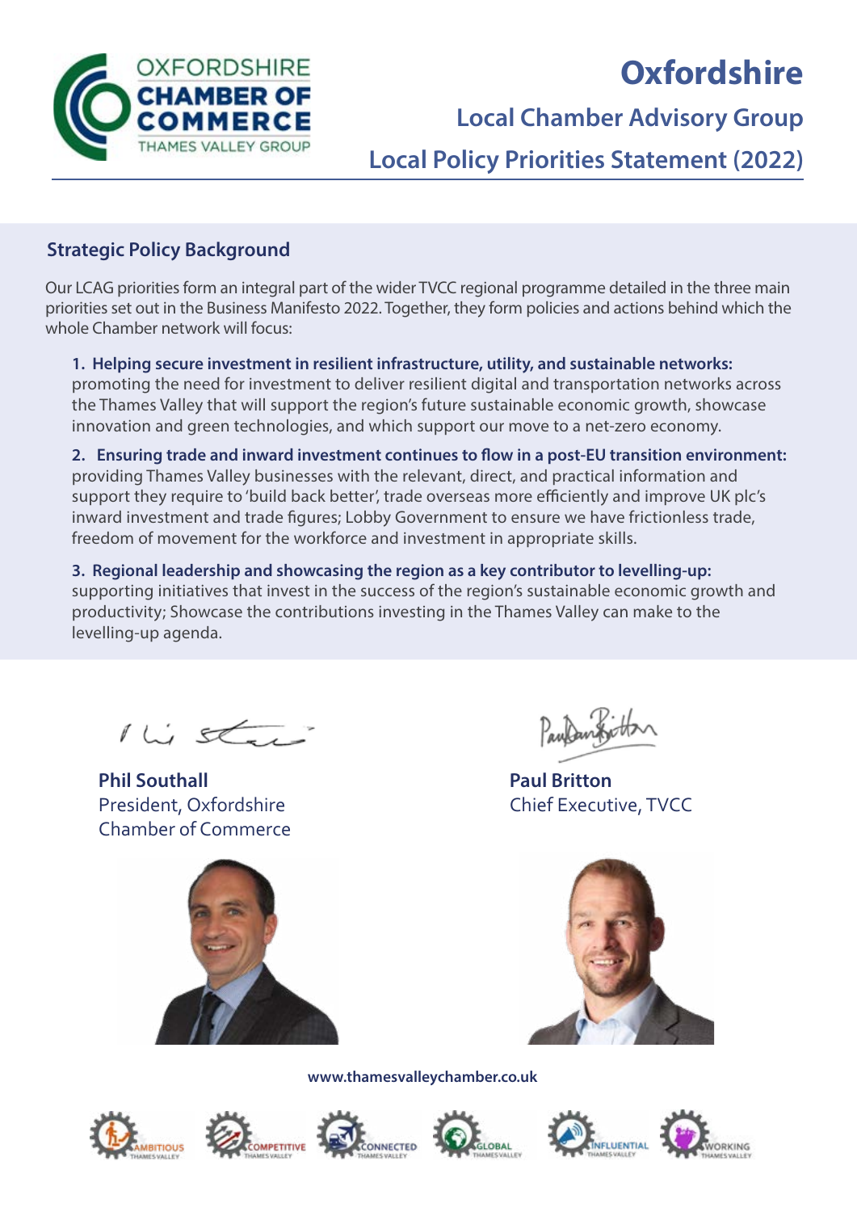# Oxfordshire

## Local Chamber Advisory Group

## Local Policy Priorities Statement (2022)

### Strategic Policy Background

Our LCAG priorities form an integral part of the wider TVCC regional programme detailed in the three main priorities set out in the Business Manifesto 2022. Together, they form policies and actions behind which the whole Chamber network will focus:

1. **Helping secure investment in resilient infrastructure, utility, and sustainable networks:** promoting the need for investment to deliver resilient digital and transportation networks across the Thames Valley that will support the region's future sustainable economic growth, showcase innovation and green technologies, and which support our move to a net-zero economy.

2. **Ensuring trade and inward investment continues to flow in a post-EU transition environment:** providing Thames Valley businesses with the relevant, direct, and practical information and support they require to 'build back better', trade overseas more efficiently and improve UK plc's inward investment and trade figures; Lobby Government to ensure we have frictionless trade, freedom of movement for the workforce and investment in appropriate skills.

3. **Regional leadership and showcasing the region as a key contributor to levelling-up:** supporting initiatives that invest in the success of the region's sustainable economic growth and productivity; Showcase the contributions investing in the Thames Valley can make to the levelling-up agenda.

**Phil Southall**
President, Oxfordshire Chamber of Commerce

**Paul Britton**
Chief Executive, TVCC

www.thamesvalleychamber.co.uk

AMBITIOUS THAMES VALLEY | COMPETITIVE THAMES VALLEY | CONNECTED THAMES VALLEY | GLOBAL THAMES VALLEY | INFLUENTIAL THAMES VALLEY | WORKING THAMES VALLEY